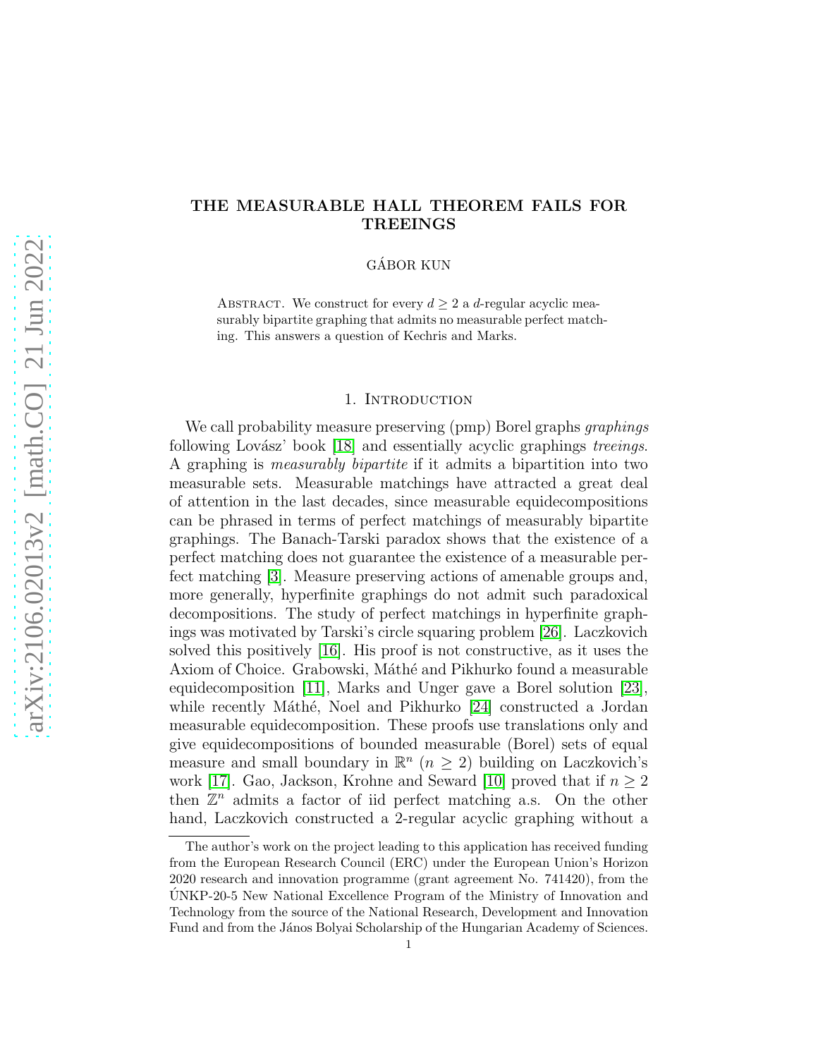# THE MEASURABLE HALL THEOREM FAILS FOR TREEINGS

GÁBOR KUN

Abstract. We construct for every $d \geq 2$ a $d$-regular acyclic measurably bipartite graphing that admits no measurable perfect matching. This answers a question of Kechris and Marks.

## 1. Introduction

We call probability measure preserving (pmp) Borel graphs *graphings* following Lovász' book [18] and essentially acyclic graphings *treeings*. A graphing is *measurably bipartite* if it admits a bipartition into two measurable sets. Measurable matchings have attracted a great deal of attention in the last decades, since measurable equidecompositions can be phrased in terms of perfect matchings of measurably bipartite graphings. The Banach-Tarski paradox shows that the existence of a perfect matching does not guarantee the existence of a measurable perfect matching [3]. Measure preserving actions of amenable groups and, more generally, hyperfinite graphings do not admit such paradoxical decompositions. The study of perfect matchings in hyperfinite graphings was motivated by Tarski's circle squaring problem [26]. Laczkovich solved this positively [16]. His proof is not constructive, as it uses the Axiom of Choice. Grabowski, Máthé and Pikhurko found a measurable equidecomposition [11], Marks and Unger gave a Borel solution [23], while recently Máthé, Noel and Pikhurko [24] constructed a Jordan measurable equidecomposition. These proofs use translations only and give equidecompositions of bounded measurable (Borel) sets of equal measure and small boundary in $\mathbb{R}^n$ ($n \geq 2$) building on Laczkovich's work [17]. Gao, Jackson, Krohne and Seward [10] proved that if $n \geq 2$ then $\mathbb{Z}^n$ admits a factor of iid perfect matching a.s. On the other hand, Laczkovich constructed a 2-regular acyclic graphing without a

The author's work on the project leading to this application has received funding from the European Research Council (ERC) under the European Union's Horizon 2020 research and innovation programme (grant agreement No. 741420), from the ÚNKP-20-5 New National Excellence Program of the Ministry of Innovation and Technology from the source of the National Research, Development and Innovation Fund and from the János Bolyai Scholarship of the Hungarian Academy of Sciences.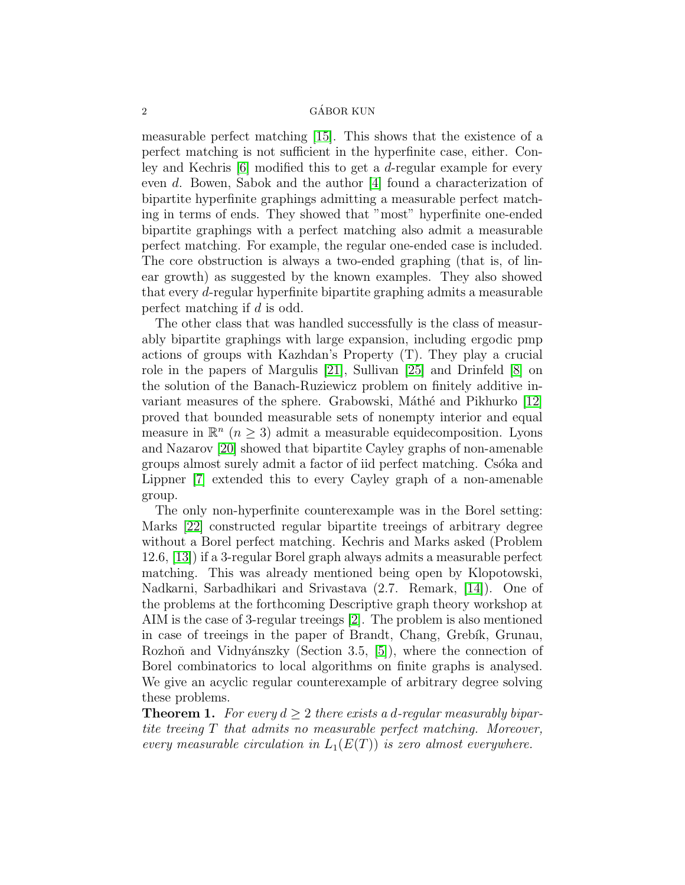measurable perfect matching [15]. This shows that the existence of a perfect matching is not sufficient in the hyperfinite case, either. Conley and Kechris [6] modified this to get a $d$-regular example for every even $d$. Bowen, Sabok and the author [4] found a characterization of bipartite hyperfinite graphings admitting a measurable perfect matching in terms of ends. They showed that "most" hyperfinite one-ended bipartite graphings with a perfect matching also admit a measurable perfect matching. For example, the regular one-ended case is included. The core obstruction is always a two-ended graphing (that is, of linear growth) as suggested by the known examples. They also showed that every $d$-regular hyperfinite bipartite graphing admits a measurable perfect matching if $d$ is odd.

The other class that was handled successfully is the class of measurably bipartite graphings with large expansion, including ergodic pmp actions of groups with Kazhdan's Property (T). They play a crucial role in the papers of Margulis [21], Sullivan [25] and Drinfeld [8] on the solution of the Banach-Ruziewicz problem on finitely additive invariant measures of the sphere. Grabowski, Máthé and Pikhurko [12] proved that bounded measurable sets of nonempty interior and equal measure in $\mathbb{R}^n$ ($n \geq 3$) admit a measurable equidecomposition. Lyons and Nazarov [20] showed that bipartite Cayley graphs of non-amenable groups almost surely admit a factor of iid perfect matching. Csóka and Lippner [7] extended this to every Cayley graph of a non-amenable group.

The only non-hyperfinite counterexample was in the Borel setting: Marks [22] constructed regular bipartite treeings of arbitrary degree without a Borel perfect matching. Kechris and Marks asked (Problem 12.6, [13]) if a 3-regular Borel graph always admits a measurable perfect matching. This was already mentioned being open by Klopotowski, Nadkarni, Sarbadhikari and Srivastava (2.7. Remark, [14]). One of the problems at the forthcoming Descriptive graph theory workshop at AIM is the case of 3-regular treeings [2]. The problem is also mentioned in case of treeings in the paper of Brandt, Chang, Grebík, Grunau, Rozhoň and Vidnyánszky (Section 3.5, [5]), where the connection of Borel combinatorics to local algorithms on finite graphs is analysed. We give an acyclic regular counterexample of arbitrary degree solving these problems.

**Theorem 1.** *For every $d \geq 2$ there exists a $d$-regular measurably bipartite treeing $T$ that admits no measurable perfect matching. Moreover, every measurable circulation in $L_1(E(T))$ is zero almost everywhere.*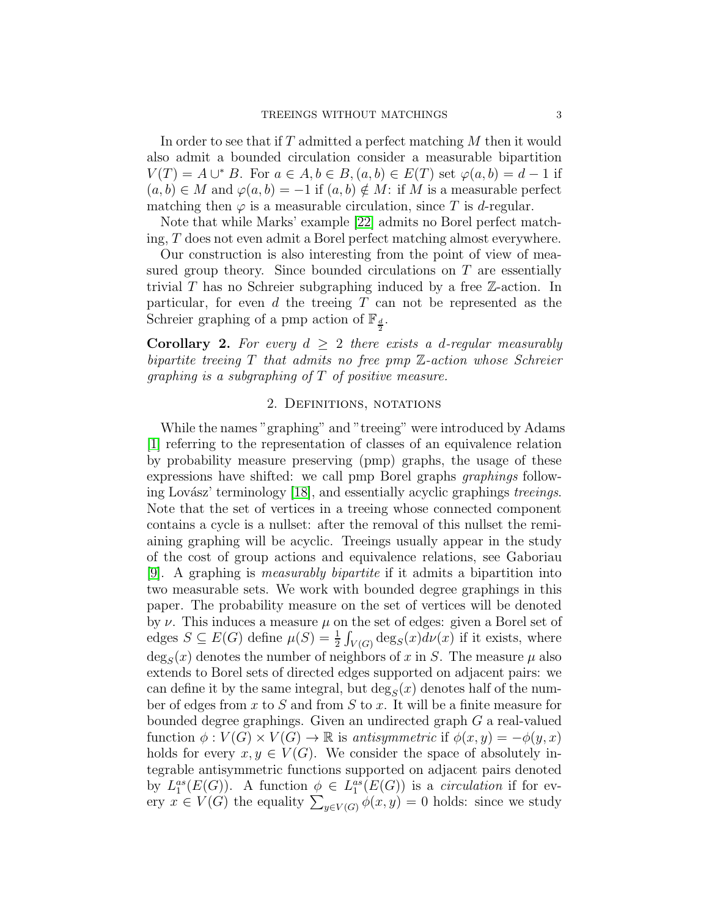In order to see that if $T$ admitted a perfect matching $M$ then it would also admit a bounded circulation consider a measurable bipartition $V(T) = A \cup^* B$. For $a \in A, b \in B, (a,b) \in E(T)$ set $\varphi(a,b) = d-1$ if $(a,b) \in M$ and $\varphi(a,b) = -1$ if $(a,b) \notin M$: if $M$ is a measurable perfect matching then $\varphi$ is a measurable circulation, since $T$ is $d$-regular.

Note that while Marks' example [22] admits no Borel perfect matching, $T$ does not even admit a Borel perfect matching almost everywhere.

Our construction is also interesting from the point of view of measured group theory. Since bounded circulations on $T$ are essentially trivial $T$ has no Schreier subgraphing induced by a free $\mathbb{Z}$-action. In particular, for even $d$ the treeing $T$ can not be represented as the Schreier graphing of a pmp action of $\mathbb{F}_{\frac{d}{2}}$.

**Corollary 2.** *For every $d \geq 2$ there exists a $d$-regular measurably bipartite treeing $T$ that admits no free pmp $\mathbb{Z}$-action whose Schreier graphing is a subgraphing of $T$ of positive measure.*

## 2. Definitions, notations

While the names "graphing" and "treeing" were introduced by Adams [1] referring to the representation of classes of an equivalence relation by probability measure preserving (pmp) graphs, the usage of these expressions have shifted: we call pmp Borel graphs *graphings* following Lovász' terminology [18], and essentially acyclic graphings *treeings*. Note that the set of vertices in a treeing whose connected component contains a cycle is a nullset: after the removal of this nullset the remiaining graphing will be acyclic. Treeings usually appear in the study of the cost of group actions and equivalence relations, see Gaboriau [9]. A graphing is *measurably bipartite* if it admits a bipartition into two measurable sets. We work with bounded degree graphings in this paper. The probability measure on the set of vertices will be denoted by $\nu$. This induces a measure $\mu$ on the set of edges: given a Borel set of edges $S \subseteq E(G)$ define $\mu(S) = \frac{1}{2}\int_{V(G)} \deg_S(x) d\nu(x)$ if it exists, where $\deg_S(x)$ denotes the number of neighbors of $x$ in $S$. The measure $\mu$ also extends to Borel sets of directed edges supported on adjacent pairs: we can define it by the same integral, but $\deg_S(x)$ denotes half of the number of edges from $x$ to $S$ and from $S$ to $x$. It will be a finite measure for bounded degree graphings. Given an undirected graph $G$ a real-valued function $\phi : V(G) \times V(G) \to \mathbb{R}$ is *antisymmetric* if $\phi(x,y) = -\phi(y,x)$ holds for every $x, y \in V(G)$. We consider the space of absolutely integrable antisymmetric functions supported on adjacent pairs denoted by $L_1^{as}(E(G))$. A function $\phi \in L_1^{as}(E(G))$ is a *circulation* if for every $x \in V(G)$ the equality $\sum_{y \in V(G)} \phi(x,y) = 0$ holds: since we study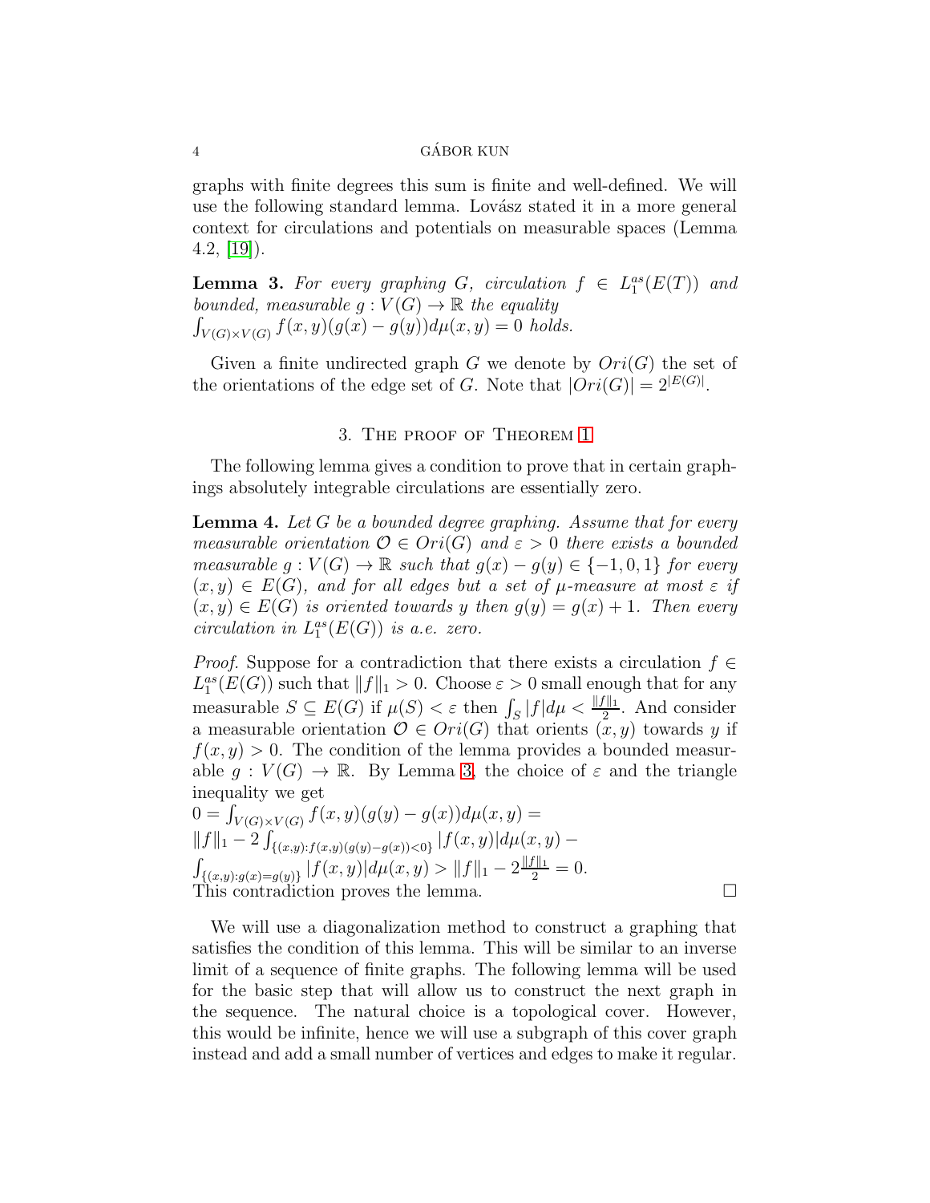graphs with finite degrees this sum is finite and well-defined. We will use the following standard lemma. Lovász stated it in a more general context for circulations and potentials on measurable spaces (Lemma 4.2, [19]).

**Lemma 3.** *For every graphing $G$, circulation $f \in L_1^{as}(E(T))$ and bounded, measurable $g : V(G) \to \mathbb{R}$ the equality $\int_{V(G)\times V(G)} f(x,y)(g(x)-g(y))d\mu(x,y) = 0$ holds.*

Given a finite undirected graph $G$ we denote by $Ori(G)$ the set of the orientations of the edge set of $G$. Note that $|Ori(G)| = 2^{|E(G)|}$.

## 3. The proof of Theorem 1

The following lemma gives a condition to prove that in certain graphings absolutely integrable circulations are essentially zero.

**Lemma 4.** *Let $G$ be a bounded degree graphing. Assume that for every measurable orientation $\mathcal{O} \in Ori(G)$ and $\varepsilon > 0$ there exists a bounded measurable $g : V(G) \to \mathbb{R}$ such that $g(x) - g(y) \in \{-1, 0, 1\}$ for every $(x, y) \in E(G)$, and for all edges but a set of $\mu$-measure at most $\varepsilon$ if $(x, y) \in E(G)$ is oriented towards $y$ then $g(y) = g(x) + 1$. Then every circulation in $L_1^{as}(E(G))$ is a.e. zero.*

*Proof.* Suppose for a contradiction that there exists a circulation $f \in L_1^{as}(E(G))$ such that $\|f\|_1 > 0$. Choose $\varepsilon > 0$ small enough that for any measurable $S \subseteq E(G)$ if $\mu(S) < \varepsilon$ then $\int_S |f| d\mu < \frac{\|f\|_1}{2}$. And consider a measurable orientation $\mathcal{O} \in Ori(G)$ that orients $(x, y)$ towards $y$ if $f(x, y) > 0$. The condition of the lemma provides a bounded measurable $g : V(G) \to \mathbb{R}$. By Lemma 3, the choice of $\varepsilon$ and the triangle inequality we get
$0 = \int_{V(G)\times V(G)} f(x,y)(g(y)-g(x))d\mu(x,y) =$
$\|f\|_1 - 2\int_{\{(x,y): f(x,y)(g(y)-g(x))<0\}} |f(x,y)| d\mu(x,y) -$
$\int_{\{(x,y): g(x)=g(y)\}} |f(x,y)| d\mu(x,y) > \|f\|_1 - 2\frac{\|f\|_1}{2} = 0.$
This contradiction proves the lemma. $\square$

We will use a diagonalization method to construct a graphing that satisfies the condition of this lemma. This will be similar to an inverse limit of a sequence of finite graphs. The following lemma will be used for the basic step that will allow us to construct the next graph in the sequence. The natural choice is a topological cover. However, this would be infinite, hence we will use a subgraph of this cover graph instead and add a small number of vertices and edges to make it regular.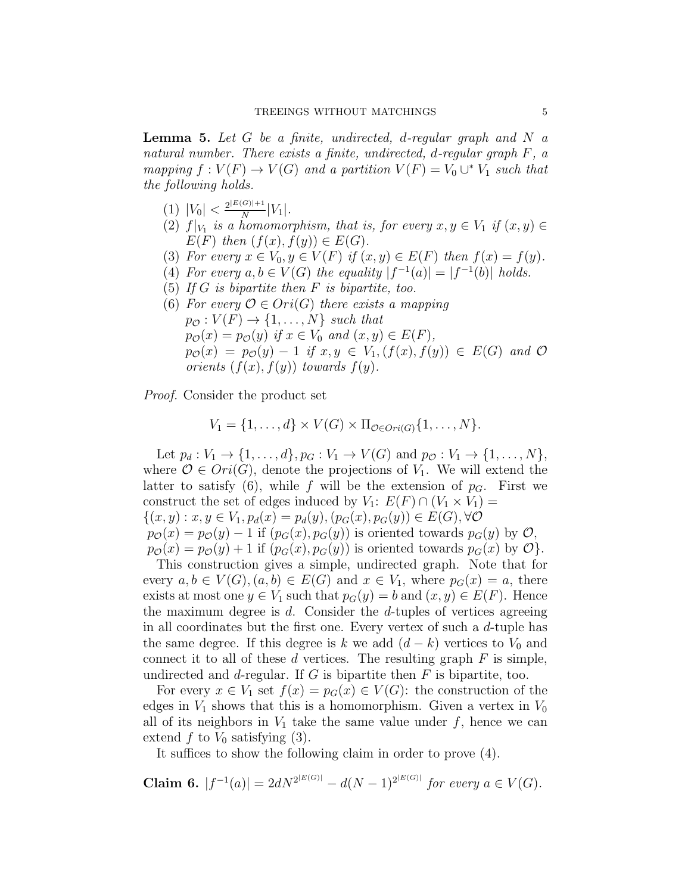**Lemma 5.** *Let $G$ be a finite, undirected, $d$-regular graph and $N$ a natural number. There exists a finite, undirected, $d$-regular graph $F$, a mapping $f : V(F) \to V(G)$ and a partition $V(F) = V_0 \cup^* V_1$ such that the following holds.*

1. $|V_0| < \frac{2^{|E(G)|+1}}{N}|V_1|$.
2. *$f|_{V_1}$ is a homomorphism, that is, for every $x, y \in V_1$ if $(x, y) \in E(F)$ then $(f(x), f(y)) \in E(G)$.*
3. *For every $x \in V_0, y \in V(F)$ if $(x, y) \in E(F)$ then $f(x) = f(y)$.*
4. *For every $a, b \in V(G)$ the equality $|f^{-1}(a)| = |f^{-1}(b)|$ holds.*
5. *If $G$ is bipartite then $F$ is bipartite, too.*
6. *For every $\mathcal{O} \in Ori(G)$ there exists a mapping $p_{\mathcal{O}} : V(F) \to \{1, \ldots, N\}$ such that $p_{\mathcal{O}}(x) = p_{\mathcal{O}}(y)$ if $x \in V_0$ and $(x, y) \in E(F)$, $p_{\mathcal{O}}(x) = p_{\mathcal{O}}(y) - 1$ if $x, y \in V_1, (f(x), f(y)) \in E(G)$ and $\mathcal{O}$ orients $(f(x), f(y))$ towards $f(y)$.*

*Proof.* Consider the product set

$$V_1 = \{1, \ldots, d\} \times V(G) \times \Pi_{\mathcal{O} \in Ori(G)}\{1, \ldots, N\}.$$

Let $p_d : V_1 \to \{1, \ldots, d\}, p_G : V_1 \to V(G)$ and $p_{\mathcal{O}} : V_1 \to \{1, \ldots, N\}$, where $\mathcal{O} \in Ori(G)$, denote the projections of $V_1$. We will extend the latter to satisfy (6), while $f$ will be the extension of $p_G$. First we construct the set of edges induced by $V_1$: $E(F) \cap (V_1 \times V_1) =$
$\{(x, y) : x, y \in V_1, p_d(x) = p_d(y), (p_G(x), p_G(y)) \in E(G), \forall \mathcal{O}$
$p_{\mathcal{O}}(x) = p_{\mathcal{O}}(y) - 1$ if $(p_G(x), p_G(y))$ is oriented towards $p_G(y)$ by $\mathcal{O}$,
$p_{\mathcal{O}}(x) = p_{\mathcal{O}}(y) + 1$ if $(p_G(x), p_G(y))$ is oriented towards $p_G(x)$ by $\mathcal{O}\}$.

This construction gives a simple, undirected graph. Note that for every $a, b \in V(G), (a, b) \in E(G)$ and $x \in V_1$, where $p_G(x) = a$, there exists at most one $y \in V_1$ such that $p_G(y) = b$ and $(x, y) \in E(F)$. Hence the maximum degree is $d$. Consider the $d$-tuples of vertices agreeing in all coordinates but the first one. Every vertex of such a $d$-tuple has the same degree. If this degree is $k$ we add $(d - k)$ vertices to $V_0$ and connect it to all of these $d$ vertices. The resulting graph $F$ is simple, undirected and $d$-regular. If $G$ is bipartite then $F$ is bipartite, too.

For every $x \in V_1$ set $f(x) = p_G(x) \in V(G)$: the construction of the edges in $V_1$ shows that this is a homomorphism. Given a vertex in $V_0$ all of its neighbors in $V_1$ take the same value under $f$, hence we can extend $f$ to $V_0$ satisfying (3).

It suffices to show the following claim in order to prove (4).

**Claim 6.** *$|f^{-1}(a)| = 2dN^{2^{|E(G)|}} - d(N-1)^{2^{|E(G)|}}$ for every $a \in V(G)$.*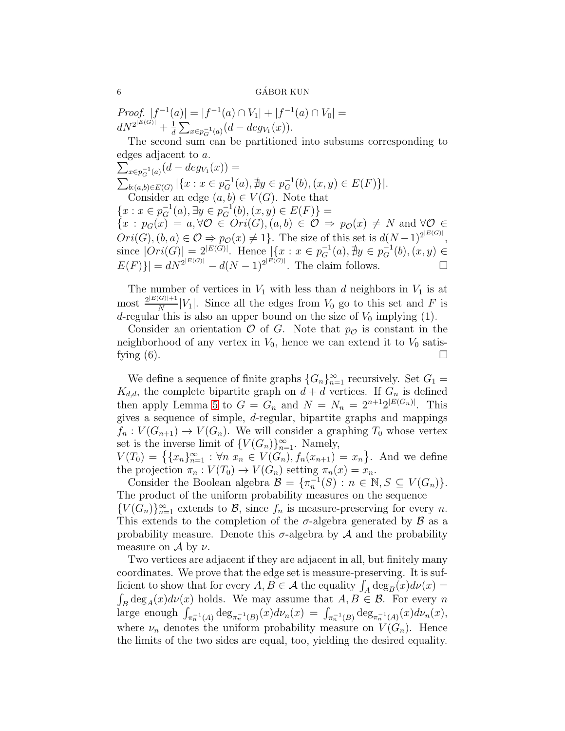*Proof.* $|f^{-1}(a)| = |f^{-1}(a) \cap V_1| + |f^{-1}(a) \cap V_0| =$
$dN^{2^{|E(G)|}} + \frac{1}{d}\sum_{x \in p_G^{-1}(a)}(d - deg_{V_1}(x))$.

The second sum can be partitioned into subsums corresponding to edges adjacent to $a$.

$\sum_{x \in p_G^{-1}(a)}(d - deg_{V_1}(x)) =$
$\sum_{b:(a,b) \in E(G)} |\{x : x \in p_G^{-1}(a), \nexists y \in p_G^{-1}(b), (x,y) \in E(F)\}|$.

Consider an edge $(a,b) \in V(G)$. Note that
$\{x : x \in p_G^{-1}(a), \exists y \in p_G^{-1}(b), (x,y) \in E(F)\} =$
$\{x : p_G(x) = a, \forall \mathcal{O} \in Ori(G), (a,b) \in \mathcal{O} \Rightarrow p_{\mathcal{O}}(x) \neq N$ and $\forall \mathcal{O} \in Ori(G), (b,a) \in \mathcal{O} \Rightarrow p_{\mathcal{O}}(x) \neq 1\}$. The size of this set is $d(N-1)^{2^{|E(G)|}}$, since $|Ori(G)| = 2^{|E(G)|}$. Hence $|\{x : x \in p_G^{-1}(a), \nexists y \in p_G^{-1}(b), (x,y) \in E(F)\}| = dN^{2^{|E(G)|}} - d(N-1)^{2^{|E(G)|}}$. The claim follows. $\square$

The number of vertices in $V_1$ with less than $d$ neighbors in $V_1$ is at most $\frac{2^{|E(G)|+1}}{N}|V_1|$. Since all the edges from $V_0$ go to this set and $F$ is $d$-regular this is also an upper bound on the size of $V_0$ implying (1).

Consider an orientation $\mathcal{O}$ of $G$. Note that $p_{\mathcal{O}}$ is constant in the neighborhood of any vertex in $V_0$, hence we can extend it to $V_0$ satisfying (6). $\square$

We define a sequence of finite graphs $\{G_n\}_{n=1}^{\infty}$ recursively. Set $G_1 = K_{d,d}$, the complete bipartite graph on $d+d$ vertices. If $G_n$ is defined then apply Lemma 5 to $G = G_n$ and $N = N_n = 2^{n+1}2^{|E(G_n)|}$. This gives a sequence of simple, $d$-regular, bipartite graphs and mappings $f_n : V(G_{n+1}) \to V(G_n)$. We will consider a graphing $T_0$ whose vertex set is the inverse limit of $\{V(G_n)\}_{n=1}^{\infty}$. Namely,
$V(T_0) = \left\{\{x_n\}_{n=1}^{\infty} : \forall n\ x_n \in V(G_n), f_n(x_{n+1}) = x_n\right\}$. And we define the projection $\pi_n : V(T_0) \to V(G_n)$ setting $\pi_n(x) = x_n$.

Consider the Boolean algebra $\mathcal{B} = \{\pi_n^{-1}(S) : n \in \mathbb{N}, S \subseteq V(G_n)\}$. The product of the uniform probability measures on the sequence $\{V(G_n)\}_{n=1}^{\infty}$ extends to $\mathcal{B}$, since $f_n$ is measure-preserving for every $n$. This extends to the completion of the $\sigma$-algebra generated by $\mathcal{B}$ as a probability measure. Denote this $\sigma$-algebra by $\mathcal{A}$ and the probability measure on $\mathcal{A}$ by $\nu$.

Two vertices are adjacent if they are adjacent in all, but finitely many coordinates. We prove that the edge set is measure-preserving. It is sufficient to show that for every $A, B \in \mathcal{A}$ the equality $\int_A \deg_B(x)d\nu(x) = \int_B \deg_A(x)d\nu(x)$ holds. We may assume that $A, B \in \mathcal{B}$. For every $n$ large enough $\int_{\pi_n^{-1}(A)} \deg_{\pi_n^{-1}(B)}(x)d\nu_n(x) = \int_{\pi_n^{-1}(B)} \deg_{\pi_n^{-1}(A)}(x)d\nu_n(x)$, where $\nu_n$ denotes the uniform probability measure on $V(G_n)$. Hence the limits of the two sides are equal, too, yielding the desired equality.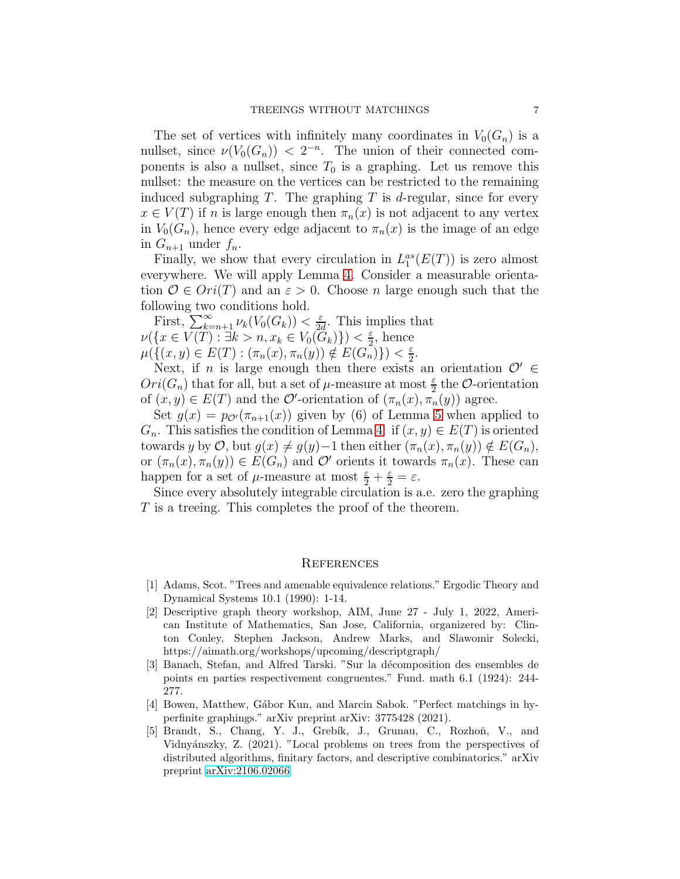The set of vertices with infinitely many coordinates in $V_0(G_n)$ is a nullset, since $\nu(V_0(G_n)) < 2^{-n}$. The union of their connected components is also a nullset, since $T_0$ is a graphing. Let us remove this nullset: the measure on the vertices can be restricted to the remaining induced subgraphing $T$. The graphing $T$ is $d$-regular, since for every $x \in V(T)$ if $n$ is large enough then $\pi_n(x)$ is not adjacent to any vertex in $V_0(G_n)$, hence every edge adjacent to $\pi_n(x)$ is the image of an edge in $G_{n+1}$ under $f_n$.

Finally, we show that every circulation in $L_1^{as}(E(T))$ is zero almost everywhere. We will apply Lemma 4. Consider a measurable orientation $\mathcal{O} \in Ori(T)$ and an $\varepsilon > 0$. Choose $n$ large enough such that the following two conditions hold.

First, $\sum_{k=n+1}^{\infty} \nu_k(V_0(G_k)) < \frac{\varepsilon}{2d}$. This implies that $\nu(\{x \in V(T) : \exists k > n, x_k \in V_0(G_k)\}) < \frac{\varepsilon}{2}$, hence $\mu(\{(x,y) \in E(T) : (\pi_n(x), \pi_n(y)) \notin E(G_n)\}) < \frac{\varepsilon}{2}$.

Next, if $n$ is large enough then there exists an orientation $\mathcal{O}' \in Ori(G_n)$ that for all, but a set of $\mu$-measure at most $\frac{\varepsilon}{2}$ the $\mathcal{O}$-orientation of $(x,y) \in E(T)$ and the $\mathcal{O}'$-orientation of $(\pi_n(x), \pi_n(y))$ agree.

Set $g(x) = p_{\mathcal{O}'}(\pi_{n+1}(x))$ given by (6) of Lemma 5 when applied to $G_n$. This satisfies the condition of Lemma 4: if $(x,y) \in E(T)$ is oriented towards $y$ by $\mathcal{O}$, but $g(x) \neq g(y) - 1$ then either $(\pi_n(x), \pi_n(y)) \notin E(G_n)$, or $(\pi_n(x), \pi_n(y)) \in E(G_n)$ and $\mathcal{O}'$ orients it towards $\pi_n(x)$. These can happen for a set of $\mu$-measure at most $\frac{\varepsilon}{2} + \frac{\varepsilon}{2} = \varepsilon$.

Since every absolutely integrable circulation is a.e. zero the graphing $T$ is a treeing. This completes the proof of the theorem.

## References

[1] Adams, Scot. "Trees and amenable equivalence relations." Ergodic Theory and Dynamical Systems 10.1 (1990): 1-14.

[2] Descriptive graph theory workshop, AIM, June 27 - July 1, 2022, American Institute of Mathematics, San Jose, California, organizered by: Clinton Conley, Stephen Jackson, Andrew Marks, and Slawomir Solecki, https://aimath.org/workshops/upcoming/descriptgraph/

[3] Banach, Stefan, and Alfred Tarski. "Sur la décomposition des ensembles de points en parties respectivement congruentes." Fund. math 6.1 (1924): 244-277.

[4] Bowen, Matthew, Gábor Kun, and Marcin Sabok. "Perfect matchings in hyperfinite graphings." arXiv preprint arXiv: 3775428 (2021).

[5] Brandt, S., Chang, Y. J., Grebík, J., Grunau, C., Rozhoň, V., and Vidnyánszky, Z. (2021). "Local problems on trees from the perspectives of distributed algorithms, finitary factors, and descriptive combinatorics." arXiv preprint arXiv:2106.02066.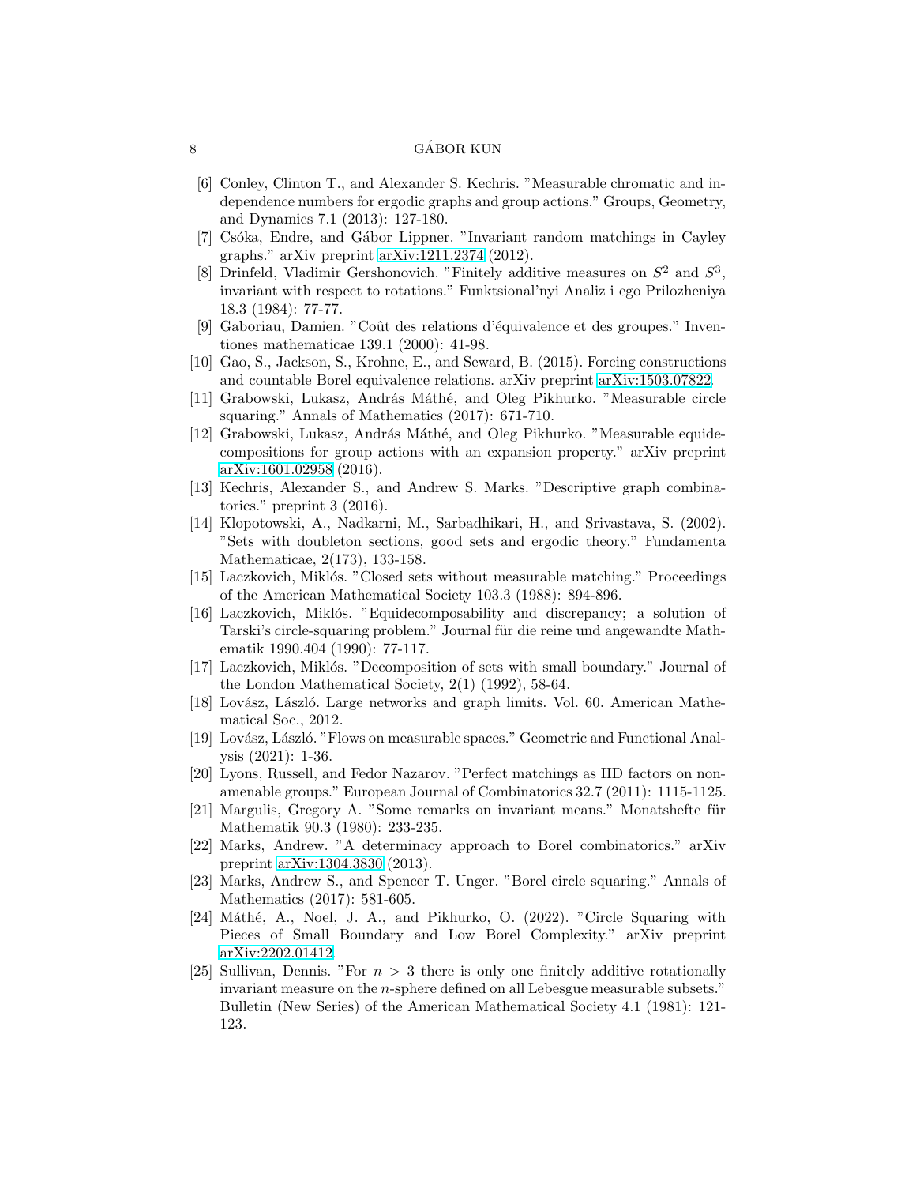[6] Conley, Clinton T., and Alexander S. Kechris. "Measurable chromatic and independence numbers for ergodic graphs and group actions." Groups, Geometry, and Dynamics 7.1 (2013): 127-180.

[7] Csóka, Endre, and Gábor Lippner. "Invariant random matchings in Cayley graphs." arXiv preprint arXiv:1211.2374 (2012).

[8] Drinfeld, Vladimir Gershonovich. "Finitely additive measures on $S^2$ and $S^3$, invariant with respect to rotations." Funktsional'nyi Analiz i ego Prilozheniya 18.3 (1984): 77-77.

[9] Gaboriau, Damien. "Coût des relations d'équivalence et des groupes." Inventiones mathematicae 139.1 (2000): 41-98.

[10] Gao, S., Jackson, S., Krohne, E., and Seward, B. (2015). Forcing constructions and countable Borel equivalence relations. arXiv preprint arXiv:1503.07822.

[11] Grabowski, Lukasz, András Máthé, and Oleg Pikhurko. "Measurable circle squaring." Annals of Mathematics (2017): 671-710.

[12] Grabowski, Lukasz, András Máthé, and Oleg Pikhurko. "Measurable equidecompositions for group actions with an expansion property." arXiv preprint arXiv:1601.02958 (2016).

[13] Kechris, Alexander S., and Andrew S. Marks. "Descriptive graph combinatorics." preprint 3 (2016).

[14] Klopotowski, A., Nadkarni, M., Sarbadhikari, H., and Srivastava, S. (2002). "Sets with doubleton sections, good sets and ergodic theory." Fundamenta Mathematicae, 2(173), 133-158.

[15] Laczkovich, Miklós. "Closed sets without measurable matching." Proceedings of the American Mathematical Society 103.3 (1988): 894-896.

[16] Laczkovich, Miklós. "Equidecomposability and discrepancy; a solution of Tarski's circle-squaring problem." Journal für die reine und angewandte Mathematik 1990.404 (1990): 77-117.

[17] Laczkovich, Miklós. "Decomposition of sets with small boundary." Journal of the London Mathematical Society, 2(1) (1992), 58-64.

[18] Lovász, László. Large networks and graph limits. Vol. 60. American Mathematical Soc., 2012.

[19] Lovász, László. "Flows on measurable spaces." Geometric and Functional Analysis (2021): 1-36.

[20] Lyons, Russell, and Fedor Nazarov. "Perfect matchings as IID factors on non-amenable groups." European Journal of Combinatorics 32.7 (2011): 1115-1125.

[21] Margulis, Gregory A. "Some remarks on invariant means." Monatshefte für Mathematik 90.3 (1980): 233-235.

[22] Marks, Andrew. "A determinacy approach to Borel combinatorics." arXiv preprint arXiv:1304.3830 (2013).

[23] Marks, Andrew S., and Spencer T. Unger. "Borel circle squaring." Annals of Mathematics (2017): 581-605.

[24] Máthé, A., Noel, J. A., and Pikhurko, O. (2022). "Circle Squaring with Pieces of Small Boundary and Low Borel Complexity." arXiv preprint arXiv:2202.01412.

[25] Sullivan, Dennis. "For $n > 3$ there is only one finitely additive rotationally invariant measure on the $n$-sphere defined on all Lebesgue measurable subsets." Bulletin (New Series) of the American Mathematical Society 4.1 (1981): 121-123.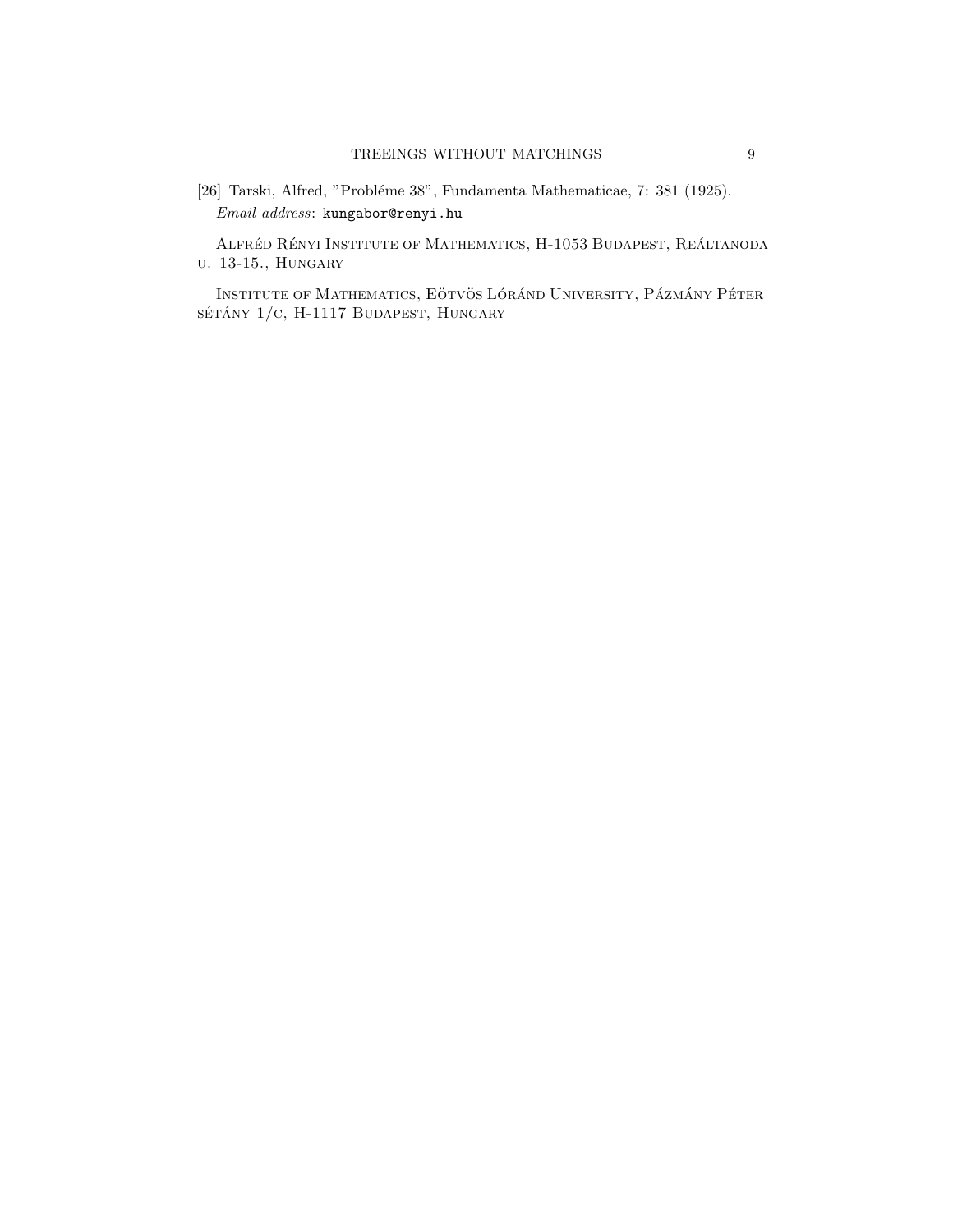[26] Tarski, Alfred, "Probléme 38", Fundamenta Mathematicae, 7: 381 (1925).

*Email address*: `kungabor@renyi.hu`

Alfréd Rényi Institute of Mathematics, H-1053 Budapest, Reáltanoda u. 13-15., Hungary

Institute of Mathematics, Eötvös Lóránd University, Pázmány Péter sétány 1/c, H-1117 Budapest, Hungary